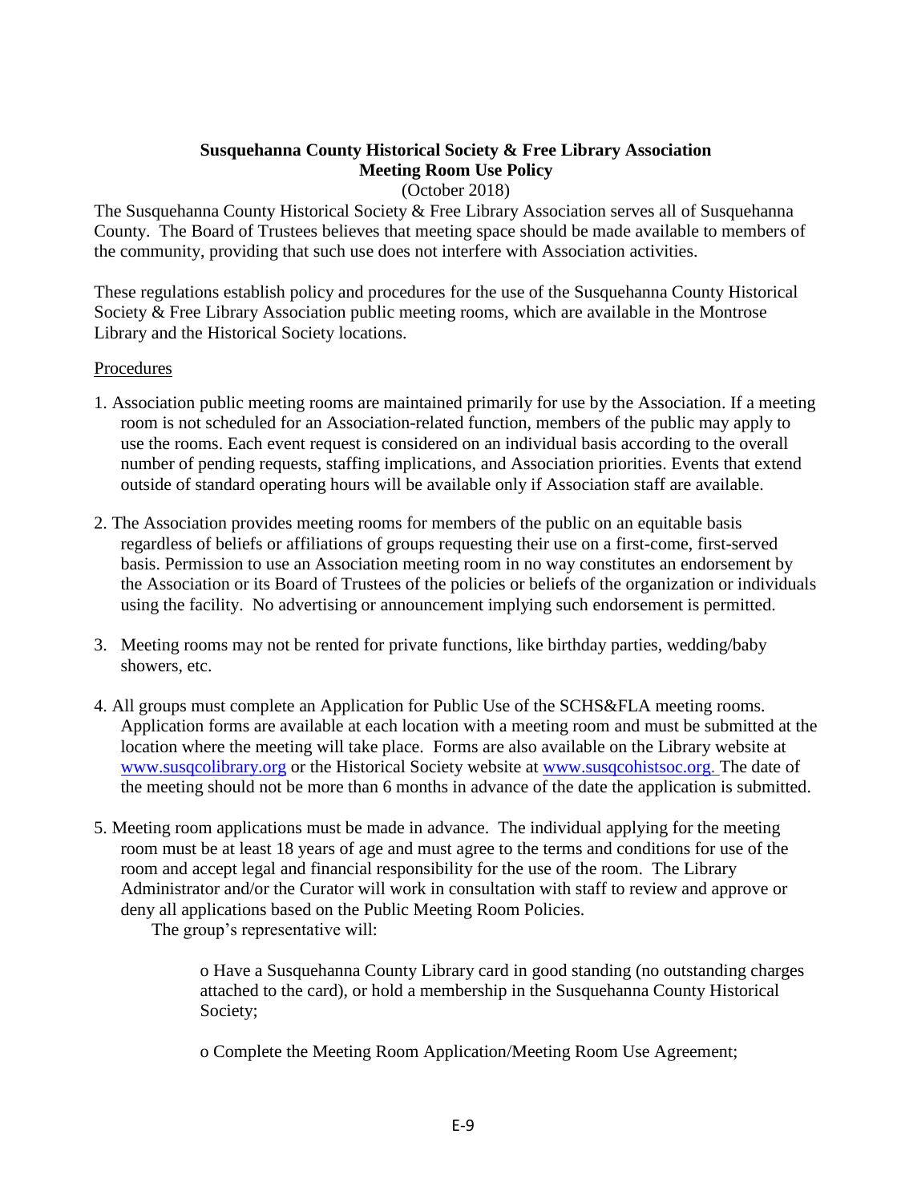**Susquehanna County Historical Society & Free Library Association**
**Meeting Room Use Policy**
(October 2018)

The Susquehanna County Historical Society & Free Library Association serves all of Susquehanna County. The Board of Trustees believes that meeting space should be made available to members of the community, providing that such use does not interfere with Association activities.

These regulations establish policy and procedures for the use of the Susquehanna County Historical Society & Free Library Association public meeting rooms, which are available in the Montrose Library and the Historical Society locations.

Procedures

1. Association public meeting rooms are maintained primarily for use by the Association. If a meeting room is not scheduled for an Association-related function, members of the public may apply to use the rooms. Each event request is considered on an individual basis according to the overall number of pending requests, staffing implications, and Association priorities. Events that extend outside of standard operating hours will be available only if Association staff are available.

2. The Association provides meeting rooms for members of the public on an equitable basis regardless of beliefs or affiliations of groups requesting their use on a first-come, first-served basis. Permission to use an Association meeting room in no way constitutes an endorsement by the Association or its Board of Trustees of the policies or beliefs of the organization or individuals using the facility. No advertising or announcement implying such endorsement is permitted.

3. Meeting rooms may not be rented for private functions, like birthday parties, wedding/baby showers, etc.

4. All groups must complete an Application for Public Use of the SCHS&FLA meeting rooms. Application forms are available at each location with a meeting room and must be submitted at the location where the meeting will take place. Forms are also available on the Library website at www.susqcolibrary.org or the Historical Society website at www.susqcohistsoc.org. The date of the meeting should not be more than 6 months in advance of the date the application is submitted.

5. Meeting room applications must be made in advance. The individual applying for the meeting room must be at least 18 years of age and must agree to the terms and conditions for use of the room and accept legal and financial responsibility for the use of the room. The Library Administrator and/or the Curator will work in consultation with staff to review and approve or deny all applications based on the Public Meeting Room Policies.

   The group's representative will:

   - Have a Susquehanna County Library card in good standing (no outstanding charges attached to the card), or hold a membership in the Susquehanna County Historical Society;

   - Complete the Meeting Room Application/Meeting Room Use Agreement;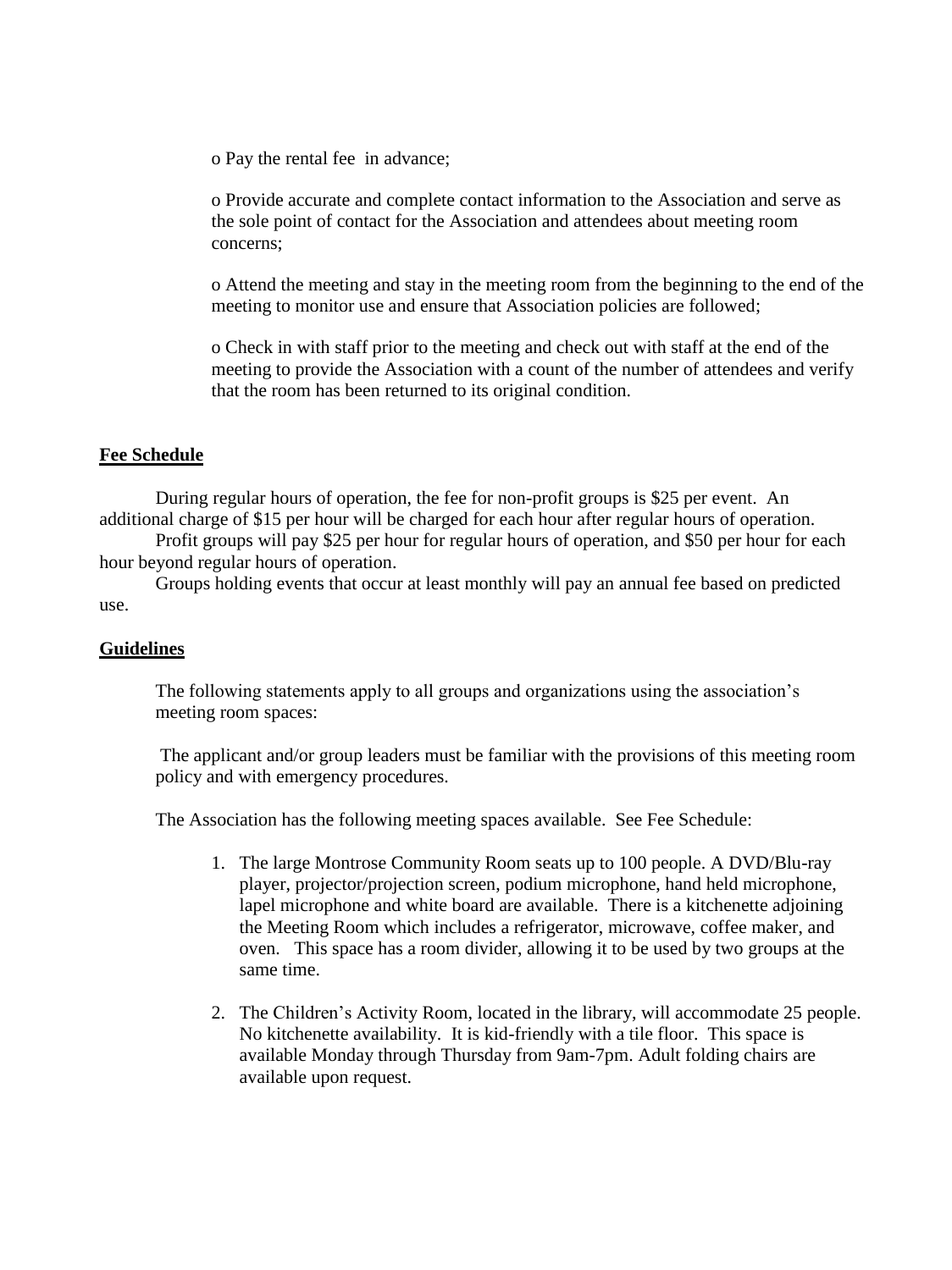- Pay the rental fee in advance;

- Provide accurate and complete contact information to the Association and serve as the sole point of contact for the Association and attendees about meeting room concerns;

- Attend the meeting and stay in the meeting room from the beginning to the end of the meeting to monitor use and ensure that Association policies are followed;

- Check in with staff prior to the meeting and check out with staff at the end of the meeting to provide the Association with a count of the number of attendees and verify that the room has been returned to its original condition.

**Fee Schedule**

During regular hours of operation, the fee for non-profit groups is $25 per event. An additional charge of $15 per hour will be charged for each hour after regular hours of operation.

Profit groups will pay $25 per hour for regular hours of operation, and $50 per hour for each hour beyond regular hours of operation.

Groups holding events that occur at least monthly will pay an annual fee based on predicted use.

**Guidelines**

The following statements apply to all groups and organizations using the association's meeting room spaces:

The applicant and/or group leaders must be familiar with the provisions of this meeting room policy and with emergency procedures.

The Association has the following meeting spaces available. See Fee Schedule:

1. The large Montrose Community Room seats up to 100 people. A DVD/Blu-ray player, projector/projection screen, podium microphone, hand held microphone, lapel microphone and white board are available. There is a kitchenette adjoining the Meeting Room which includes a refrigerator, microwave, coffee maker, and oven. This space has a room divider, allowing it to be used by two groups at the same time.

2. The Children's Activity Room, located in the library, will accommodate 25 people. No kitchenette availability. It is kid-friendly with a tile floor. This space is available Monday through Thursday from 9am-7pm. Adult folding chairs are available upon request.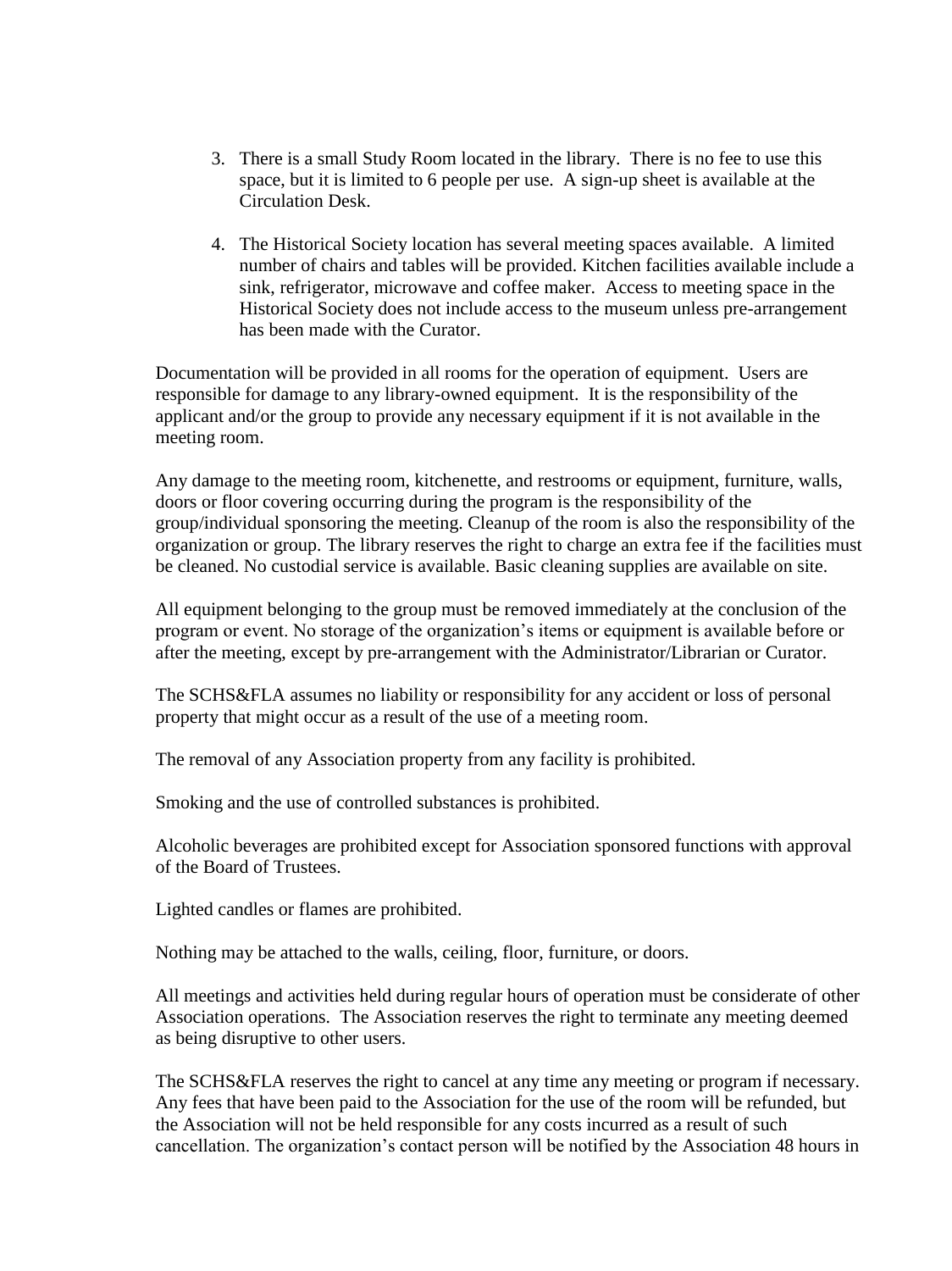3. There is a small Study Room located in the library. There is no fee to use this space, but it is limited to 6 people per use. A sign-up sheet is available at the Circulation Desk.

4. The Historical Society location has several meeting spaces available. A limited number of chairs and tables will be provided. Kitchen facilities available include a sink, refrigerator, microwave and coffee maker. Access to meeting space in the Historical Society does not include access to the museum unless pre-arrangement has been made with the Curator.

Documentation will be provided in all rooms for the operation of equipment. Users are responsible for damage to any library-owned equipment. It is the responsibility of the applicant and/or the group to provide any necessary equipment if it is not available in the meeting room.

Any damage to the meeting room, kitchenette, and restrooms or equipment, furniture, walls, doors or floor covering occurring during the program is the responsibility of the group/individual sponsoring the meeting. Cleanup of the room is also the responsibility of the organization or group. The library reserves the right to charge an extra fee if the facilities must be cleaned. No custodial service is available. Basic cleaning supplies are available on site.

All equipment belonging to the group must be removed immediately at the conclusion of the program or event. No storage of the organization's items or equipment is available before or after the meeting, except by pre-arrangement with the Administrator/Librarian or Curator.

The SCHS&FLA assumes no liability or responsibility for any accident or loss of personal property that might occur as a result of the use of a meeting room.

The removal of any Association property from any facility is prohibited.

Smoking and the use of controlled substances is prohibited.

Alcoholic beverages are prohibited except for Association sponsored functions with approval of the Board of Trustees.

Lighted candles or flames are prohibited.

Nothing may be attached to the walls, ceiling, floor, furniture, or doors.

All meetings and activities held during regular hours of operation must be considerate of other Association operations. The Association reserves the right to terminate any meeting deemed as being disruptive to other users.

The SCHS&FLA reserves the right to cancel at any time any meeting or program if necessary. Any fees that have been paid to the Association for the use of the room will be refunded, but the Association will not be held responsible for any costs incurred as a result of such cancellation. The organization's contact person will be notified by the Association 48 hours in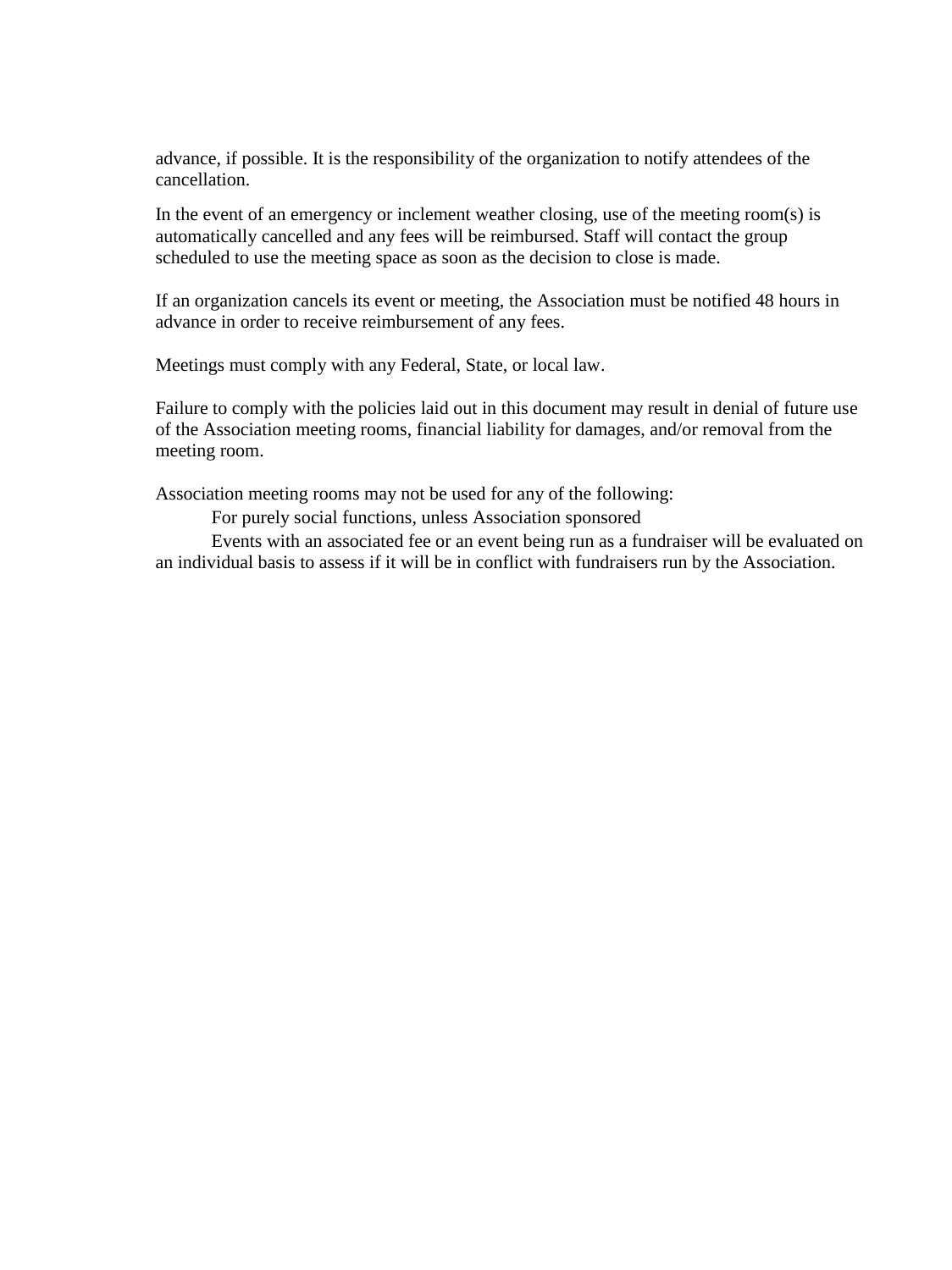advance, if possible. It is the responsibility of the organization to notify attendees of the cancellation.

In the event of an emergency or inclement weather closing, use of the meeting room(s) is automatically cancelled and any fees will be reimbursed. Staff will contact the group scheduled to use the meeting space as soon as the decision to close is made.

If an organization cancels its event or meeting, the Association must be notified 48 hours in advance in order to receive reimbursement of any fees.

Meetings must comply with any Federal, State, or local law.

Failure to comply with the policies laid out in this document may result in denial of future use of the Association meeting rooms, financial liability for damages, and/or removal from the meeting room.

Association meeting rooms may not be used for any of the following:

For purely social functions, unless Association sponsored

Events with an associated fee or an event being run as a fundraiser will be evaluated on an individual basis to assess if it will be in conflict with fundraisers run by the Association.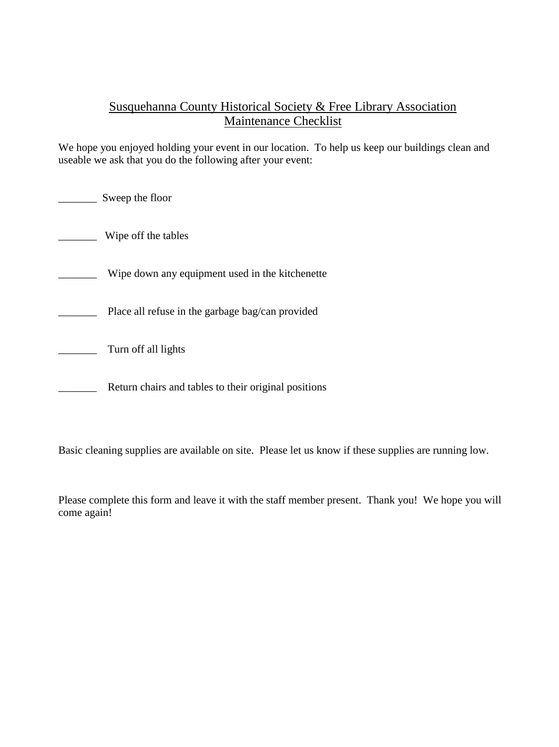# Susquehanna County Historical Society & Free Library Association
## Maintenance Checklist

We hope you enjoyed holding your event in our location.  To help us keep our buildings clean and useable we ask that you do the following after your event:

_______ Sweep the floor

_______ Wipe off the tables

_______ Wipe down any equipment used in the kitchenette

_______ Place all refuse in the garbage bag/can provided

_______ Turn off all lights

_______ Return chairs and tables to their original positions

Basic cleaning supplies are available on site.  Please let us know if these supplies are running low.

Please complete this form and leave it with the staff member present.  Thank you!  We hope you will come again!